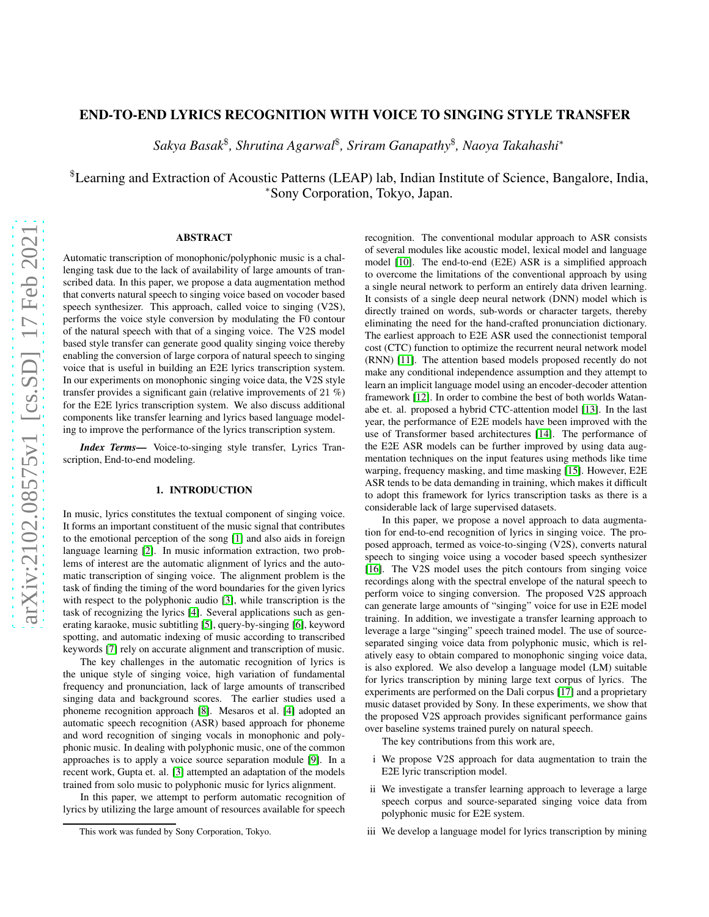# END-TO-END LYRICS RECOGNITION WITH VOICE TO SINGING STYLE TRANSFER

*Sakya Basak[\$], Shrutina Agarwal[\$], Sriram Ganapathy[\$], Naoya Takahashi[*]*

[\$]Learning and Extraction of Acoustic Patterns (LEAP) lab, Indian Institute of Science, Bangalore, India,
[*]Sony Corporation, Tokyo, Japan.

## ABSTRACT

Automatic transcription of monophonic/polyphonic music is a challenging task due to the lack of availability of large amounts of transcribed data. In this paper, we propose a data augmentation method that converts natural speech to singing voice based on vocoder based speech synthesizer. This approach, called voice to singing (V2S), performs the voice style conversion by modulating the F0 contour of the natural speech with that of a singing voice. The V2S model based style transfer can generate good quality singing voice thereby enabling the conversion of large corpora of natural speech to singing voice that is useful in building an E2E lyrics transcription system. In our experiments on monophonic singing voice data, the V2S style transfer provides a significant gain (relative improvements of 21 %) for the E2E lyrics transcription system. We also discuss additional components like transfer learning and lyrics based language modeling to improve the performance of the lyrics transcription system.

***Index Terms***— Voice-to-singing style transfer, Lyrics Transcription, End-to-end modeling.

## 1. INTRODUCTION

In music, lyrics constitutes the textual component of singing voice. It forms an important constituent of the music signal that contributes to the emotional perception of the song [1] and also aids in foreign language learning [2]. In music information extraction, two problems of interest are the automatic alignment of lyrics and the automatic transcription of singing voice. The alignment problem is the task of finding the timing of the word boundaries for the given lyrics with respect to the polyphonic audio [3], while transcription is the task of recognizing the lyrics [4]. Several applications such as generating karaoke, music subtitling [5], query-by-singing [6], keyword spotting, and automatic indexing of music according to transcribed keywords [7] rely on accurate alignment and transcription of music.

The key challenges in the automatic recognition of lyrics is the unique style of singing voice, high variation of fundamental frequency and pronunciation, lack of large amounts of transcribed singing data and background scores. The earlier studies used a phoneme recognition approach [8]. Mesaros et al. [4] adopted an automatic speech recognition (ASR) based approach for phoneme and word recognition of singing vocals in monophonic and polyphonic music. In dealing with polyphonic music, one of the common approaches is to apply a voice source separation module [9]. In a recent work, Gupta et. al. [3] attempted an adaptation of the models trained from solo music to polyphonic music for lyrics alignment.

In this paper, we attempt to perform automatic recognition of lyrics by utilizing the large amount of resources available for speech recognition. The conventional modular approach to ASR consists of several modules like acoustic model, lexical model and language model [10]. The end-to-end (E2E) ASR is a simplified approach to overcome the limitations of the conventional approach by using a single neural network to perform an entirely data driven learning. It consists of a single deep neural network (DNN) model which is directly trained on words, sub-words or character targets, thereby eliminating the need for the hand-crafted pronunciation dictionary. The earliest approach to E2E ASR used the connectionist temporal cost (CTC) function to optimize the recurrent neural network model (RNN) [11]. The attention based models proposed recently do not make any conditional independence assumption and they attempt to learn an implicit language model using an encoder-decoder attention framework [12]. In order to combine the best of both worlds Watanabe et. al. proposed a hybrid CTC-attention model [13]. In the last year, the performance of E2E models have been improved with the use of Transformer based architectures [14]. The performance of the E2E ASR models can be further improved by using data augmentation techniques on the input features using methods like time warping, frequency masking, and time masking [15]. However, E2E ASR tends to be data demanding in training, which makes it difficult to adopt this framework for lyrics transcription tasks as there is a considerable lack of large supervised datasets.

In this paper, we propose a novel approach to data augmentation for end-to-end recognition of lyrics in singing voice. The proposed approach, termed as voice-to-singing (V2S), converts natural speech to singing voice using a vocoder based speech synthesizer [16]. The V2S model uses the pitch contours from singing voice recordings along with the spectral envelope of the natural speech to perform voice to singing conversion. The proposed V2S approach can generate large amounts of "singing" voice for use in E2E model training. In addition, we investigate a transfer learning approach to leverage a large "singing" speech trained model. The use of source-separated singing voice data from polyphonic music, which is relatively easy to obtain compared to monophonic singing voice data, is also explored. We also develop a language model (LM) suitable for lyrics transcription by mining large text corpus of lyrics. The experiments are performed on the Dali corpus [17] and a proprietary music dataset provided by Sony. In these experiments, we show that the proposed V2S approach provides significant performance gains over baseline systems trained purely on natural speech.

The key contributions from this work are,

- i We propose V2S approach for data augmentation to train the E2E lyric transcription model.
- ii We investigate a transfer learning approach to leverage a large speech corpus and source-separated singing voice data from polyphonic music for E2E system.
- iii We develop a language model for lyrics transcription by mining

This work was funded by Sony Corporation, Tokyo.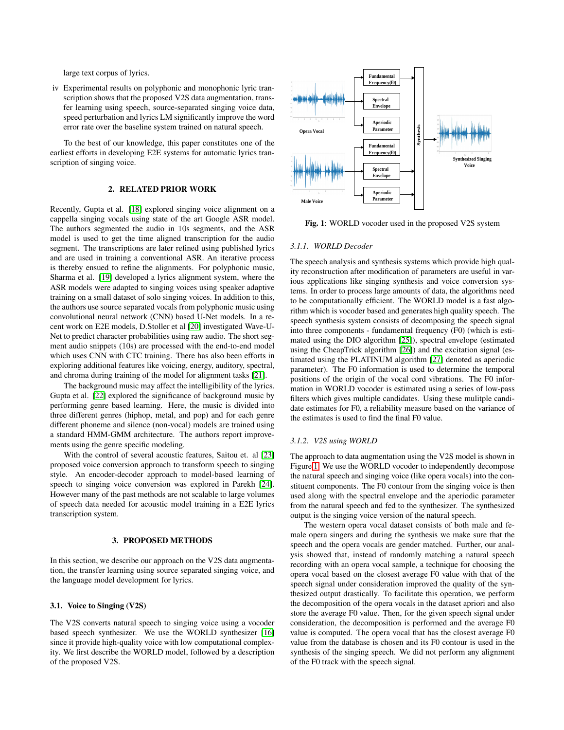large text corpus of lyrics.

iv Experimental results on polyphonic and monophonic lyric transcription shows that the proposed V2S data augmentation, transfer learning using speech, source-separated singing voice data, speed perturbation and lyrics LM significantly improve the word error rate over the baseline system trained on natural speech.

To the best of our knowledge, this paper constitutes one of the earliest efforts in developing E2E systems for automatic lyrics transcription of singing voice.

## 2. RELATED PRIOR WORK

Recently, Gupta et al. [18] explored singing voice alignment on a cappella singing vocals using state of the art Google ASR model. The authors segmented the audio in 10s segments, and the ASR model is used to get the time aligned transcription for the audio segment. The transcriptions are later refined using published lyrics and are used in training a conventional ASR. An iterative process is thereby ensued to refine the alignments. For polyphonic music, Sharma et al. [19] developed a lyrics alignment system, where the ASR models were adapted to singing voices using speaker adaptive training on a small dataset of solo singing voices. In addition to this, the authors use source separated vocals from polyphonic music using convolutional neural network (CNN) based U-Net models. In a recent work on E2E models, D.Stoller et al [20] investigated Wave-U-Net to predict character probabilities using raw audio. The short segment audio snippets (10s) are processed with the end-to-end model which uses CNN with CTC training. There has also been efforts in exploring additional features like voicing, energy, auditory, spectral, and chroma during training of the model for alignment tasks [21].

The background music may affect the intelligibility of the lyrics. Gupta et al. [22] explored the significance of background music by performing genre based learning. Here, the music is divided into three different genres (hiphop, metal, and pop) and for each genre different phoneme and silence (non-vocal) models are trained using a standard HMM-GMM architecture. The authors report improvements using the genre specific modeling.

With the control of several acoustic features, Saitou et. al [23] proposed voice conversion approach to transform speech to singing style. An encoder-decoder approach to model-based learning of speech to singing voice conversion was explored in Parekh [24]. However many of the past methods are not scalable to large volumes of speech data needed for acoustic model training in a E2E lyrics transcription system.

## 3. PROPOSED METHODS

In this section, we describe our approach on the V2S data augmentation, the transfer learning using source separated singing voice, and the language model development for lyrics.

### 3.1. Voice to Singing (V2S)

The V2S converts natural speech to singing voice using a vocoder based speech synthesizer. We use the WORLD synthesizer [16] since it provide high-quality voice with low computational complexity. We first describe the WORLD model, followed by a description of the proposed V2S.

**Fig. 1**: WORLD vocoder used in the proposed V2S system

#### *3.1.1. WORLD Decoder*

The speech analysis and synthesis systems which provide high quality reconstruction after modification of parameters are useful in various applications like singing synthesis and voice conversion systems. In order to process large amounts of data, the algorithms need to be computationally efficient. The WORLD model is a fast algorithm which is vocoder based and generates high quality speech. The speech synthesis system consists of decomposing the speech signal into three components - fundamental frequency (F0) (which is estimated using the DIO algorithm [25]), spectral envelope (estimated using the CheapTrick algorithm [26]) and the excitation signal (estimated using the PLATINUM algorithm [27] denoted as aperiodic parameter). The F0 information is used to determine the temporal positions of the origin of the vocal cord vibrations. The F0 information in WORLD vocoder is estimated using a series of low-pass filters which gives multiple candidates. Using these mulitple candidate estimates for F0, a reliability measure based on the variance of the estimates is used to find the final F0 value.

#### *3.1.2. V2S using WORLD*

The approach to data augmentation using the V2S model is shown in Figure 1. We use the WORLD vocoder to independently decompose the natural speech and singing voice (like opera vocals) into the constituent components. The F0 contour from the singing voice is then used along with the spectral envelope and the aperiodic parameter from the natural speech and fed to the synthesizer. The synthesized output is the singing voice version of the natural speech.

The western opera vocal dataset consists of both male and female opera singers and during the synthesis we make sure that the speech and the opera vocals are gender matched. Further, our analysis showed that, instead of randomly matching a natural speech recording with an opera vocal sample, a technique for choosing the opera vocal based on the closest average F0 value with that of the speech signal under consideration improved the quality of the synthesized output drastically. To facilitate this operation, we perform the decomposition of the opera vocals in the dataset apriori and also store the average F0 value. Then, for the given speech signal under consideration, the decomposition is performed and the average F0 value is computed. The opera vocal that has the closest average F0 value from the database is chosen and its F0 contour is used in the synthesis of the singing speech. We did not perform any alignment of the F0 track with the speech signal.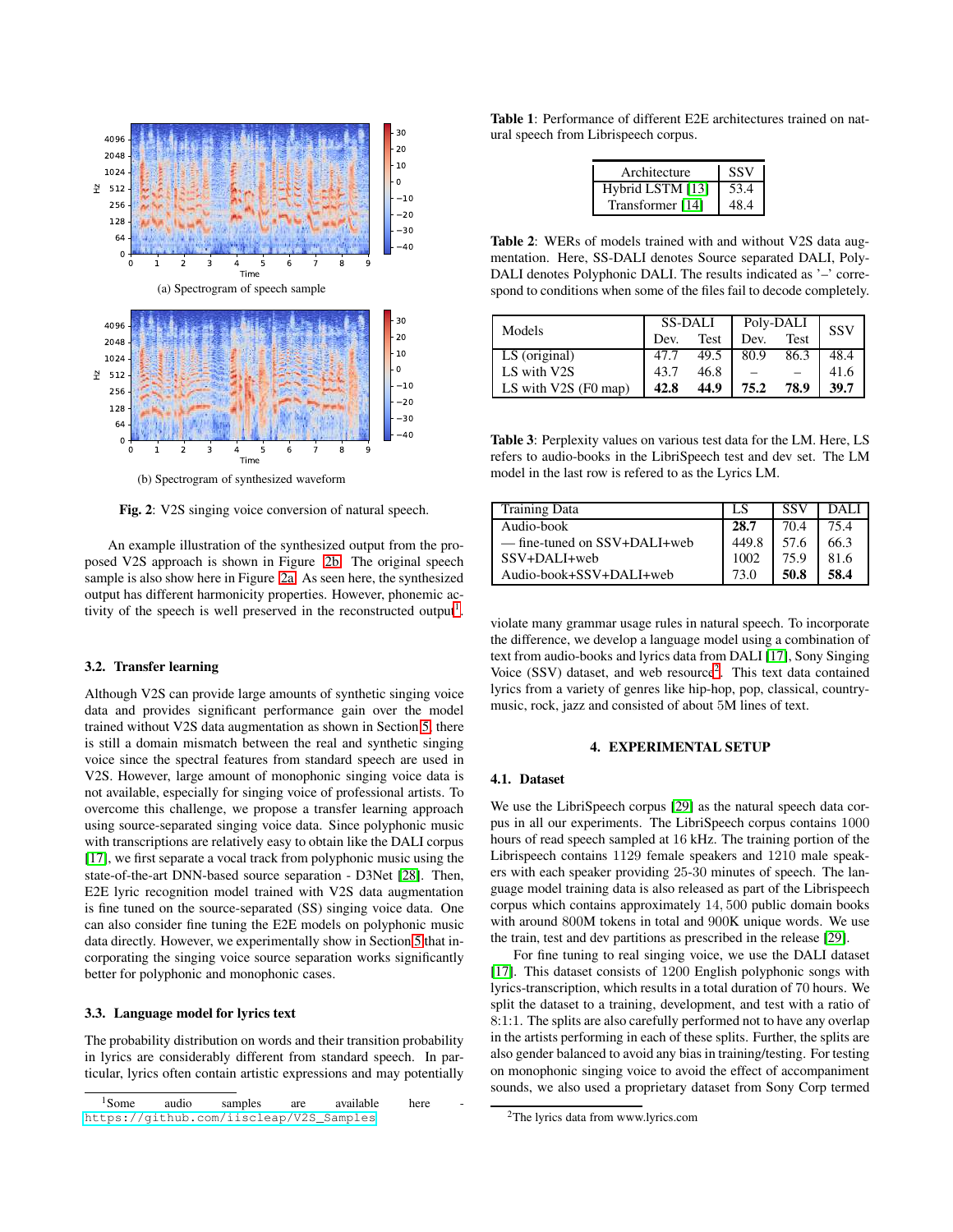(a) Spectrogram of speech sample

(b) Spectrogram of synthesized waveform

**Fig. 2**: V2S singing voice conversion of natural speech.

An example illustration of the synthesized output from the proposed V2S approach is shown in Figure 2b. The original speech sample is also show here in Figure 2a. As seen here, the synthesized output has different harmonicity properties. However, phonemic activity of the speech is well preserved in the reconstructed output[1].

### 3.2. Transfer learning

Although V2S can provide large amounts of synthetic singing voice data and provides significant performance gain over the model trained without V2S data augmentation as shown in Section 5, there is still a domain mismatch between the real and synthetic singing voice since the spectral features from standard speech are used in V2S. However, large amount of monophonic singing voice data is not available, especially for singing voice of professional artists. To overcome this challenge, we propose a transfer learning approach using source-separated singing voice data. Since polyphonic music with transcriptions are relatively easy to obtain like the DALI corpus [17], we first separate a vocal track from polyphonic music using the state-of-the-art DNN-based source separation - D3Net [28]. Then, E2E lyric recognition model trained with V2S data augmentation is fine tuned on the source-separated (SS) singing voice data. One can also consider fine tuning the E2E models on polyphonic music data directly. However, we experimentally show in Section 5 that incorporating the singing voice source separation works significantly better for polyphonic and monophonic cases.

### 3.3. Language model for lyrics text

The probability distribution on words and their transition probability in lyrics are considerably different from standard speech. In particular, lyrics often contain artistic expressions and may potentially violate many grammar usage rules in natural speech. To incorporate the difference, we develop a language model using a combination of text from audio-books and lyrics data from DALI [17], Sony Singing Voice (SSV) dataset, and web resource[2]. This text data contained lyrics from a variety of genres like hip-hop, pop, classical, country-music, rock, jazz and consisted of about 5M lines of text.

[1] Some audio samples are available here - https://github.com/iiscleap/V2S_Samples

**Table 1**: Performance of different E2E architectures trained on natural speech from Librispeech corpus.

| Architecture | SSV |
|---|---|
| Hybrid LSTM [13] | 53.4 |
| Transformer [14] | 48.4 |

**Table 2**: WERs of models trained with and without V2S data augmentation. Here, SS-DALI denotes Source separated DALI, Poly-DALI denotes Polyphonic DALI. The results indicated as '–' correspond to conditions when some of the files fail to decode completely.

| Models | SS-DALI | | Poly-DALI | | SSV |
|---|---|---|---|---|---|
| | Dev. | Test | Dev. | Test | |
| LS (original) | 47.7 | 49.5 | 80.9 | 86.3 | 48.4 |
| LS with V2S | 43.7 | 46.8 | – | – | 41.6 |
| LS with V2S (F0 map) | **42.8** | **44.9** | **75.2** | **78.9** | **39.7** |

**Table 3**: Perplexity values on various test data for the LM. Here, LS refers to audio-books in the LibriSpeech test and dev set. The LM model in the last row is refered to as the Lyrics LM.

| Training Data | LS | SSV | DALI |
|---|---|---|---|
| Audio-book | **28.7** | 70.4 | 75.4 |
| — fine-tuned on SSV+DALI+web | 449.8 | 57.6 | 66.3 |
| SSV+DALI+web | 1002 | 75.9 | 81.6 |
| Audio-book+SSV+DALI+web | 73.0 | **50.8** | **58.4** |

## 4. EXPERIMENTAL SETUP

### 4.1. Dataset

We use the LibriSpeech corpus [29] as the natural speech data corpus in all our experiments. The LibriSpeech corpus contains 1000 hours of read speech sampled at 16 kHz. The training portion of the Librispeech contains 1129 female speakers and 1210 male speakers with each speaker providing 25-30 minutes of speech. The language model training data is also released as part of the Librispeech corpus which contains approximately 14,500 public domain books with around 800M tokens in total and 900K unique words. We use the train, test and dev partitions as prescribed in the release [29].

For fine tuning to real singing voice, we use the DALI dataset [17]. This dataset consists of 1200 English polyphonic songs with lyrics-transcription, which results in a total duration of 70 hours. We split the dataset to a training, development, and test with a ratio of 8:1:1. The splits are also carefully performed not to have any overlap in the artists performing in each of these splits. Further, the splits are also gender balanced to avoid any bias in training/testing. For testing on monophonic singing voice to avoid the effect of accompaniment sounds, we also used a proprietary dataset from Sony Corp termed

[2] The lyrics data from www.lyrics.com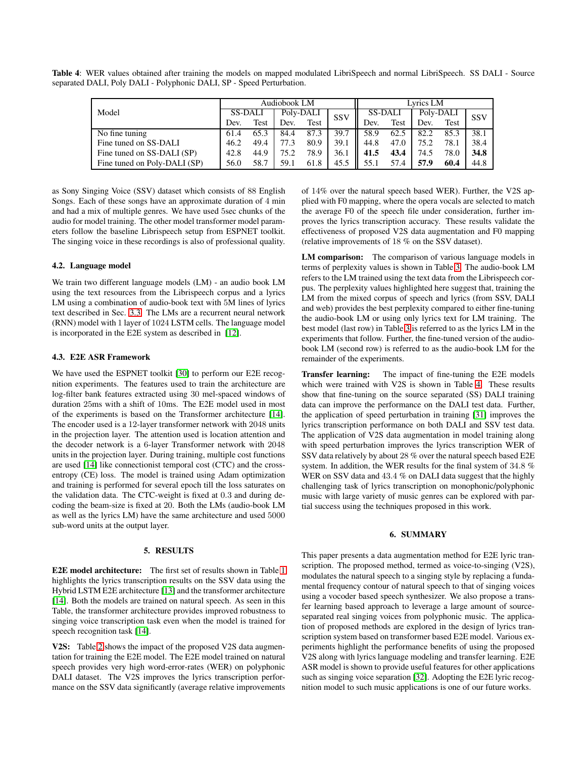**Table 4**: WER values obtained after training the models on mapped modulated LibriSpeech and normal LibriSpeech. SS DALI - Source separated DALI, Poly DALI - Polyphonic DALI, SP - Speed Perturbation.

| Model | Audiobook LM | | | | | Lyrics LM | | | | |
|---|---|---|---|---|---|---|---|---|---|---|
| | SS-DALI | | Poly-DALI | | SSV | SS-DALI | | Poly-DALI | | SSV |
| | Dev. | Test | Dev. | Test | | Dev. | Test | Dev. | Test | |
| No fine tuning | 61.4 | 65.3 | 84.4 | 87.3 | 39.7 | 58.9 | 62.5 | 82.2 | 85.3 | 38.1 |
| Fine tuned on SS-DALI | 46.2 | 49.4 | 77.3 | 80.9 | 39.1 | 44.8 | 47.0 | 75.2 | 78.1 | 38.4 |
| Fine tuned on SS-DALI (SP) | 42.8 | 44.9 | 75.2 | 78.9 | 36.1 | **41.5** | **43.4** | 74.5 | 78.0 | **34.8** |
| Fine tuned on Poly-DALI (SP) | 56.0 | 58.7 | 59.1 | 61.8 | 45.5 | 55.1 | 57.4 | **57.9** | **60.4** | 44.8 |

as Sony Singing Voice (SSV) dataset which consists of 88 English Songs. Each of these songs have an approximate duration of 4 min and had a mix of multiple genres. We have used 5sec chunks of the audio for model training. The other model transformer model parameters follow the baseline Librispeech setup from ESPNET toolkit. The singing voice in these recordings is also of professional quality.

### 4.2. Language model

We train two different language models (LM) - an audio book LM using the text resources from the Librispeech corpus and a lyrics LM using a combination of audio-book text with 5M lines of lyrics text described in Sec. 3.3. The LMs are a recurrent neural network (RNN) model with 1 layer of 1024 LSTM cells. The language model is incorporated in the E2E system as described in [12].

### 4.3. E2E ASR Framework

We have used the ESPNET toolkit [30] to perform our E2E recognition experiments. The features used to train the architecture are log-filter bank features extracted using 30 mel-spaced windows of duration 25ms with a shift of 10ms. The E2E model used in most of the experiments is based on the Transformer architecture [14]. The encoder used is a 12-layer transformer network with 2048 units in the projection layer. The attention used is location attention and the decoder network is a 6-layer Transformer network with 2048 units in the projection layer. During training, multiple cost functions are used [14] like connectionist temporal cost (CTC) and the cross-entropy (CE) loss. The model is trained using Adam optimization and training is performed for several epoch till the loss saturates on the validation data. The CTC-weight is fixed at 0.3 and during decoding the beam-size is fixed at 20. Both the LMs (audio-book LM as well as the lyrics LM) have the same architecture and used 5000 sub-word units at the output layer.

## 5. RESULTS

**E2E model architecture:** The first set of results shown in Table 1 highlights the lyrics transcription results on the SSV data using the Hybrid LSTM E2E architecture [13] and the transformer architecture [14]. Both the models are trained on natural speech. As seen in this Table, the transformer architecture provides improved robustness to singing voice transcription task even when the model is trained for speech recognition task [14].

**V2S:** Table 2 shows the impact of the proposed V2S data augmentation for training the E2E model. The E2E model trained on natural speech provides very high word-error-rates (WER) on polyphonic DALI dataset. The V2S improves the lyrics transcription performance on the SSV data significantly (average relative improvements of 14% over the natural speech based WER). Further, the V2S applied with F0 mapping, where the opera vocals are selected to match the average F0 of the speech file under consideration, further improves the lyrics transcription accuracy. These results validate the effectiveness of proposed V2S data augmentation and F0 mapping (relative improvements of 18 % on the SSV dataset).

**LM comparison:** The comparison of various language models in terms of perplexity values is shown in Table 3. The audio-book LM refers to the LM trained using the text data from the Librispeech corpus. The perplexity values highlighted here suggest that, training the LM from the mixed corpus of speech and lyrics (from SSV, DALI and web) provides the best perplexity compared to either fine-tuning the audio-book LM or using only lyrics text for LM training. The best model (last row) in Table 3 is referred to as the lyrics LM in the experiments that follow. Further, the fine-tuned version of the audio-book LM (second row) is referred to as the audio-book LM for the remainder of the experiments.

**Transfer learning:** The impact of fine-tuning the E2E models which were trained with V2S is shown in Table 4. These results show that fine-tuning on the source separated (SS) DALI training data can improve the performance on the DALI test data. Further, the application of speed perturbation in training [31] improves the lyrics transcription performance on both DALI and SSV test data. The application of V2S data augmentation in model training along with speed perturbation improves the lyrics transcription WER of SSV data relatively by about 28 % over the natural speech based E2E system. In addition, the WER results for the final system of 34.8 % WER on SSV data and 43.4 % on DALI data suggest that the highly challenging task of lyrics transcription on monophonic/polyphonic music with large variety of music genres can be explored with partial success using the techniques proposed in this work.

## 6. SUMMARY

This paper presents a data augmentation method for E2E lyric transcription. The proposed method, termed as voice-to-singing (V2S), modulates the natural speech to a singing style by replacing a fundamental frequency contour of natural speech to that of singing voices using a vocoder based speech synthesizer. We also propose a transfer learning based approach to leverage a large amount of source-separated real singing voices from polyphonic music. The application of proposed methods are explored in the design of lyrics transcription system based on transformer based E2E model. Various experiments highlight the performance benefits of using the proposed V2S along with lyrics language modeling and transfer learning. E2E ASR model is shown to provide useful features for other applications such as singing voice separation [32]. Adopting the E2E lyric recognition model to such music applications is one of our future works.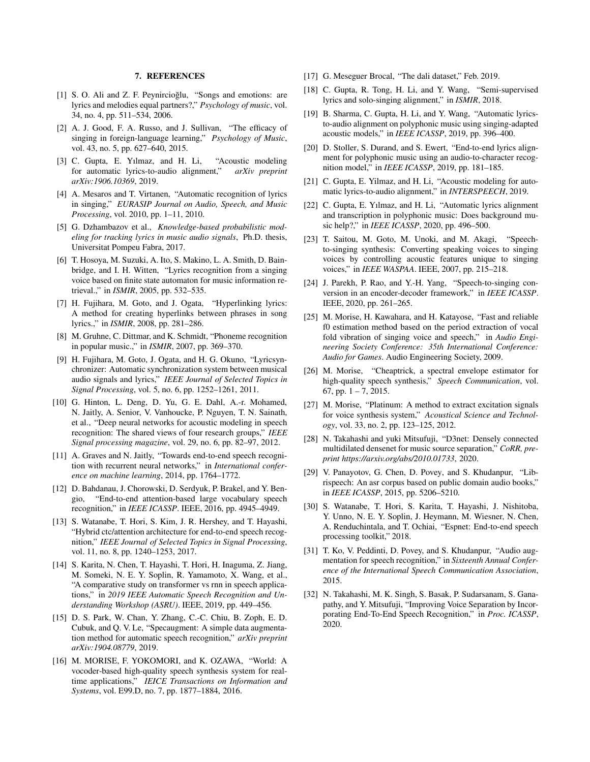## 7. REFERENCES

[1] S. O. Ali and Z. F. Peynircioğlu, "Songs and emotions: are lyrics and melodies equal partners?," *Psychology of music*, vol. 34, no. 4, pp. 511–534, 2006.

[2] A. J. Good, F. A. Russo, and J. Sullivan, "The efficacy of singing in foreign-language learning," *Psychology of Music*, vol. 43, no. 5, pp. 627–640, 2015.

[3] C. Gupta, E. Yılmaz, and H. Li, "Acoustic modeling for automatic lyrics-to-audio alignment," *arXiv preprint arXiv:1906.10369*, 2019.

[4] A. Mesaros and T. Virtanen, "Automatic recognition of lyrics in singing," *EURASIP Journal on Audio, Speech, and Music Processing*, vol. 2010, pp. 1–11, 2010.

[5] G. Dzhambazov et al., *Knowledge-based probabilistic modeling for tracking lyrics in music audio signals*, Ph.D. thesis, Universitat Pompeu Fabra, 2017.

[6] T. Hosoya, M. Suzuki, A. Ito, S. Makino, L. A. Smith, D. Bainbridge, and I. H. Witten, "Lyrics recognition from a singing voice based on finite state automaton for music information retrieval.," in *ISMIR*, 2005, pp. 532–535.

[7] H. Fujihara, M. Goto, and J. Ogata, "Hyperlinking lyrics: A method for creating hyperlinks between phrases in song lyrics.," in *ISMIR*, 2008, pp. 281–286.

[8] M. Gruhne, C. Dittmar, and K. Schmidt, "Phoneme recognition in popular music.," in *ISMIR*, 2007, pp. 369–370.

[9] H. Fujihara, M. Goto, J. Ogata, and H. G. Okuno, "Lyricsynchronizer: Automatic synchronization system between musical audio signals and lyrics," *IEEE Journal of Selected Topics in Signal Processing*, vol. 5, no. 6, pp. 1252–1261, 2011.

[10] G. Hinton, L. Deng, D. Yu, G. E. Dahl, A.-r. Mohamed, N. Jaitly, A. Senior, V. Vanhoucke, P. Nguyen, T. N. Sainath, et al., "Deep neural networks for acoustic modeling in speech recognition: The shared views of four research groups," *IEEE Signal processing magazine*, vol. 29, no. 6, pp. 82–97, 2012.

[11] A. Graves and N. Jaitly, "Towards end-to-end speech recognition with recurrent neural networks," in *International conference on machine learning*, 2014, pp. 1764–1772.

[12] D. Bahdanau, J. Chorowski, D. Serdyuk, P. Brakel, and Y. Bengio, "End-to-end attention-based large vocabulary speech recognition," in *IEEE ICASSP*. IEEE, 2016, pp. 4945–4949.

[13] S. Watanabe, T. Hori, S. Kim, J. R. Hershey, and T. Hayashi, "Hybrid ctc/attention architecture for end-to-end speech recognition," *IEEE Journal of Selected Topics in Signal Processing*, vol. 11, no. 8, pp. 1240–1253, 2017.

[14] S. Karita, N. Chen, T. Hayashi, T. Hori, H. Inaguma, Z. Jiang, M. Someki, N. E. Y. Soplin, R. Yamamoto, X. Wang, et al., "A comparative study on transformer vs rnn in speech applications," in *2019 IEEE Automatic Speech Recognition and Understanding Workshop (ASRU)*. IEEE, 2019, pp. 449–456.

[15] D. S. Park, W. Chan, Y. Zhang, C.-C. Chiu, B. Zoph, E. D. Cubuk, and Q. V. Le, "Specaugment: A simple data augmentation method for automatic speech recognition," *arXiv preprint arXiv:1904.08779*, 2019.

[16] M. MORISE, F. YOKOMORI, and K. OZAWA, "World: A vocoder-based high-quality speech synthesis system for real-time applications," *IEICE Transactions on Information and Systems*, vol. E99.D, no. 7, pp. 1877–1884, 2016.

[17] G. Meseguer Brocal, "The dali dataset," Feb. 2019.

[18] C. Gupta, R. Tong, H. Li, and Y. Wang, "Semi-supervised lyrics and solo-singing alignment," in *ISMIR*, 2018.

[19] B. Sharma, C. Gupta, H. Li, and Y. Wang, "Automatic lyrics-to-audio alignment on polyphonic music using singing-adapted acoustic models," in *IEEE ICASSP*, 2019, pp. 396–400.

[20] D. Stoller, S. Durand, and S. Ewert, "End-to-end lyrics alignment for polyphonic music using an audio-to-character recognition model," in *IEEE ICASSP*, 2019, pp. 181–185.

[21] C. Gupta, E. Yilmaz, and H. Li, "Acoustic modeling for automatic lyrics-to-audio alignment," in *INTERSPEECH*, 2019.

[22] C. Gupta, E. Yılmaz, and H. Li, "Automatic lyrics alignment and transcription in polyphonic music: Does background music help?," in *IEEE ICASSP*, 2020, pp. 496–500.

[23] T. Saitou, M. Goto, M. Unoki, and M. Akagi, "Speech-to-singing synthesis: Converting speaking voices to singing voices by controlling acoustic features unique to singing voices," in *IEEE WASPAA*. IEEE, 2007, pp. 215–218.

[24] J. Parekh, P. Rao, and Y.-H. Yang, "Speech-to-singing conversion in an encoder-decoder framework," in *IEEE ICASSP*. IEEE, 2020, pp. 261–265.

[25] M. Morise, H. Kawahara, and H. Katayose, "Fast and reliable f0 estimation method based on the period extraction of vocal fold vibration of singing voice and speech," in *Audio Engineering Society Conference: 35th International Conference: Audio for Games*. Audio Engineering Society, 2009.

[26] M. Morise, "Cheaptrick, a spectral envelope estimator for high-quality speech synthesis," *Speech Communication*, vol. 67, pp. 1 – 7, 2015.

[27] M. Morise, "Platinum: A method to extract excitation signals for voice synthesis system," *Acoustical Science and Technology*, vol. 33, no. 2, pp. 123–125, 2012.

[28] N. Takahashi and yuki Mitsufuji, "D3net: Densely connected multidilated densenet for music source separation," *CoRR, preprint https://arxiv.org/abs/2010.01733*, 2020.

[29] V. Panayotov, G. Chen, D. Povey, and S. Khudanpur, "Librispeech: An asr corpus based on public domain audio books," in *IEEE ICASSP*, 2015, pp. 5206–5210.

[30] S. Watanabe, T. Hori, S. Karita, T. Hayashi, J. Nishitoba, Y. Unno, N. E. Y. Soplin, J. Heymann, M. Wiesner, N. Chen, A. Renduchintala, and T. Ochiai, "Espnet: End-to-end speech processing toolkit," 2018.

[31] T. Ko, V. Peddinti, D. Povey, and S. Khudanpur, "Audio augmentation for speech recognition," in *Sixteenth Annual Conference of the International Speech Communication Association*, 2015.

[32] N. Takahashi, M. K. Singh, S. Basak, P. Sudarsanam, S. Ganapathy, and Y. Mitsufuji, "Improving Voice Separation by Incorporating End-To-End Speech Recognition," in *Proc. ICASSP*, 2020.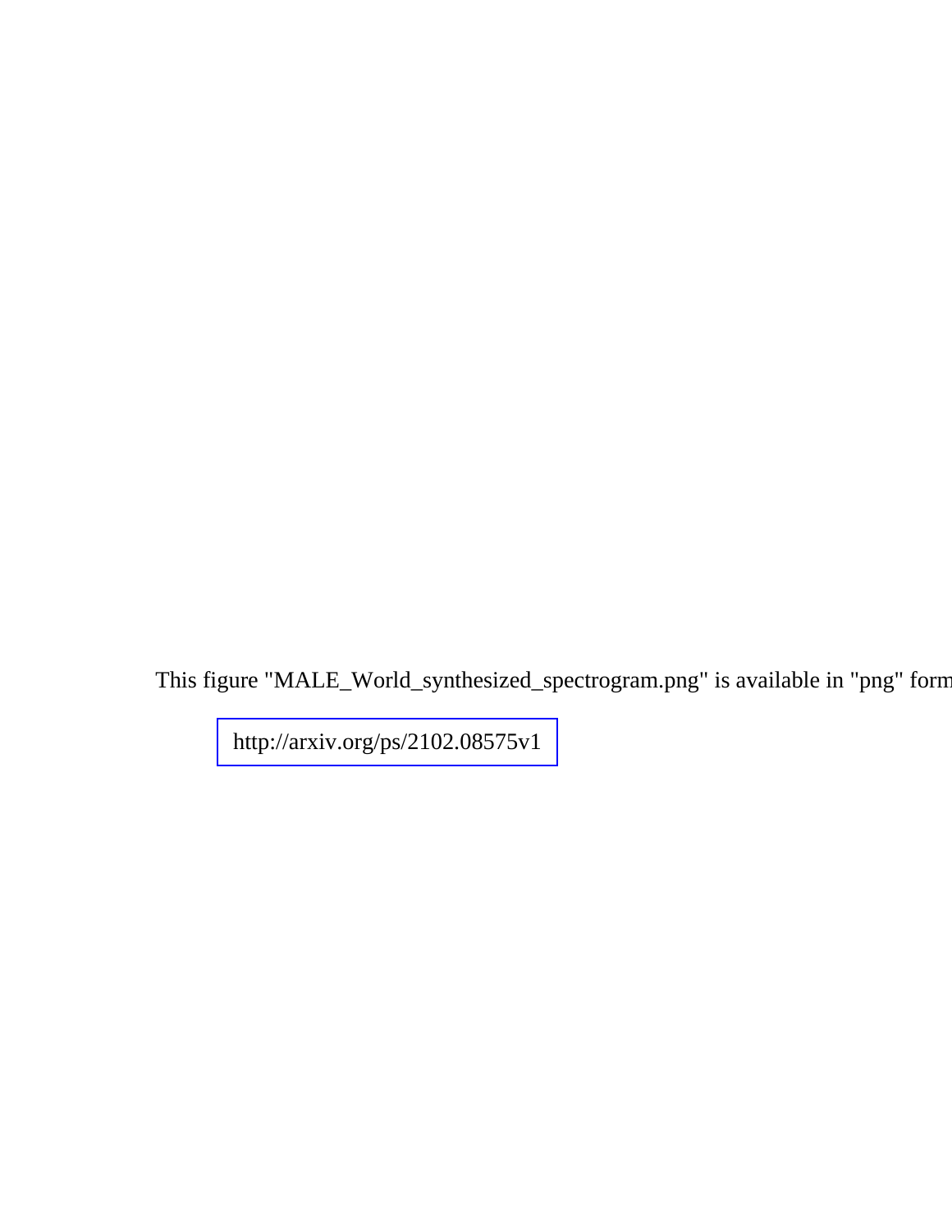This figure "MALE_World_synthesized_spectrogram.png" is available in "png" form

http://arxiv.org/ps/2102.08575v1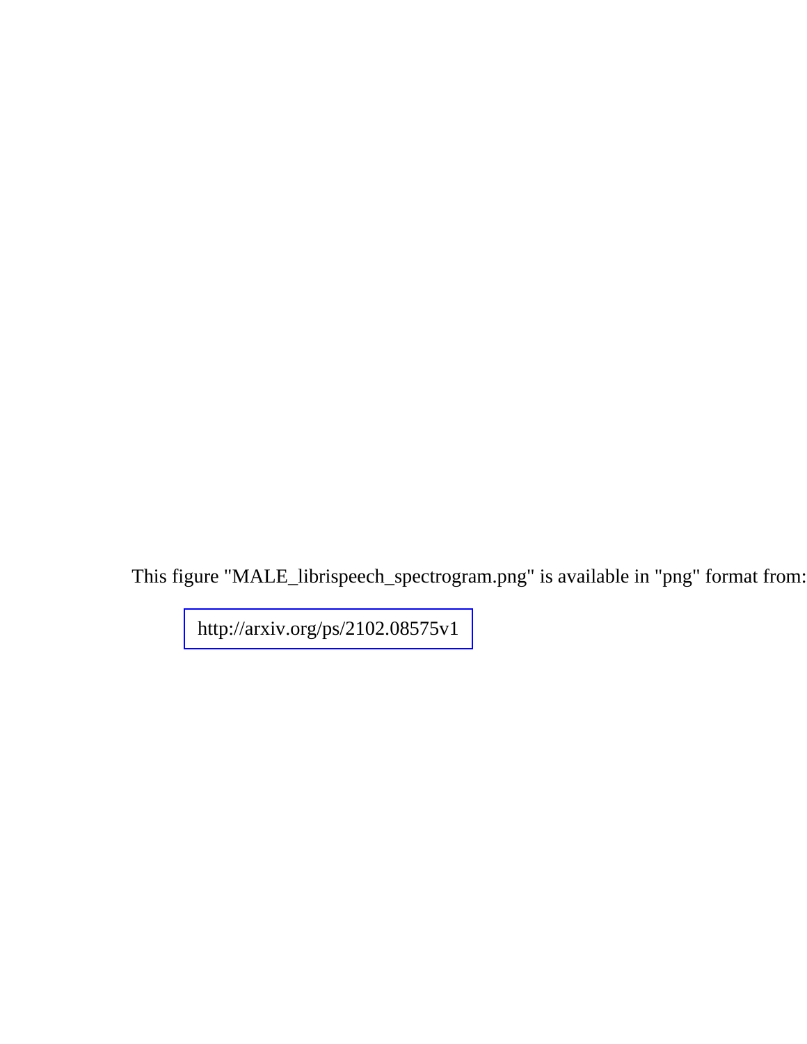This figure "MALE_librispeech_spectrogram.png" is available in "png" format from:

http://arxiv.org/ps/2102.08575v1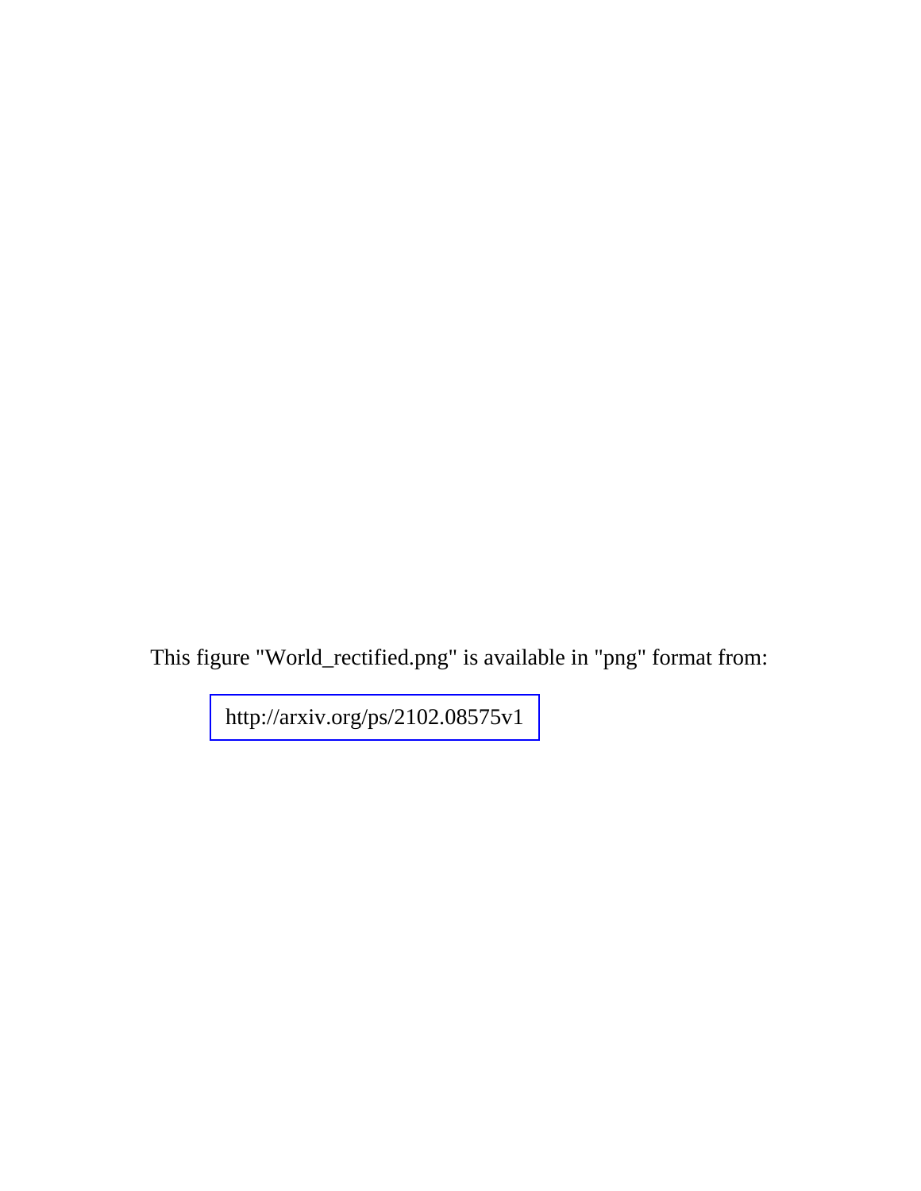This figure "World_rectified.png" is available in "png" format from:

http://arxiv.org/ps/2102.08575v1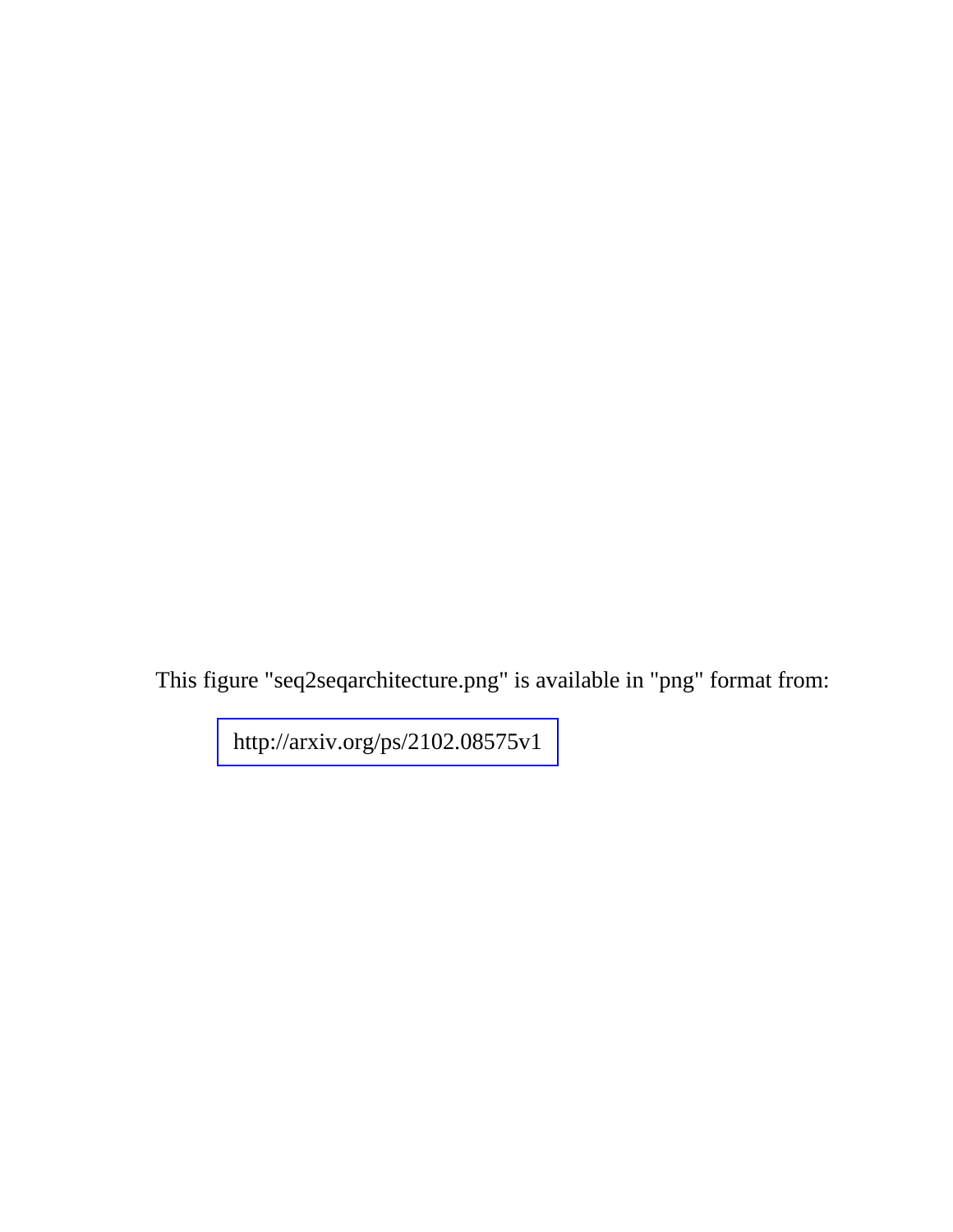This figure "seq2seqarchitecture.png" is available in "png" format from:

http://arxiv.org/ps/2102.08575v1